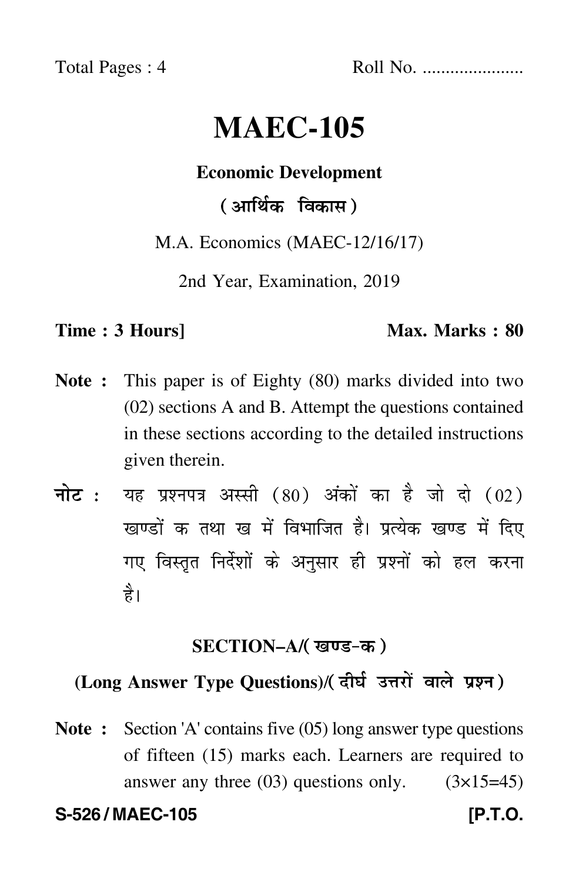Total Pages : 4 Roll No. ......................

# MAEC-105

**Economic Development**

**(आर्थिक विकास)**

M.A. Economics (MAEC-12/16/17)

2nd Year, Examination, 2019

**Time : 3 Hours]** **Max. Marks : 80**

**Note :** This paper is of Eighty (80) marks divided into two (02) sections A and B. Attempt the questions contained in these sections according to the detailed instructions given therein.

**नोट :** यह प्रश्नपत्र अस्सी (80) अंकों का है जो दो (02) खण्डों क तथा ख में विभाजित है। प्रत्येक खण्ड में दिए गए विस्तृत निर्देशों के अनुसार ही प्रश्नों को हल करना है।

## SECTION–A/(खण्ड-क)

### (Long Answer Type Questions)/(दीर्घ उत्तरों वाले प्रश्न)

**Note :** Section 'A' contains five (05) long answer type questions of fifteen (15) marks each. Learners are required to answer any three (03) questions only. (3×15=45)

**S-526 / MAEC-105** **[P.T.O.**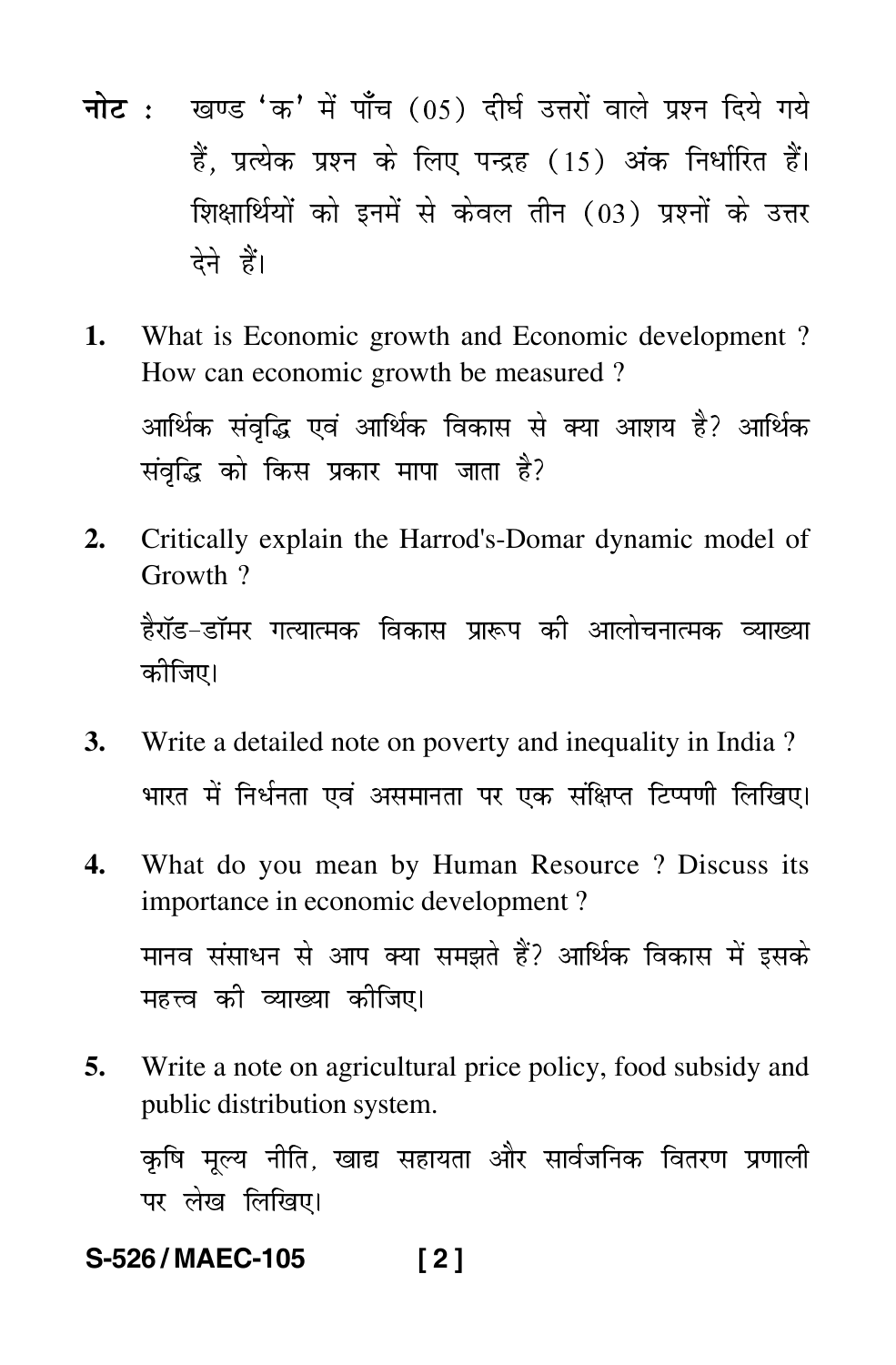**नोट :** खण्ड 'क' में पाँच (05) दीर्घ उत्तरों वाले प्रश्न दिये गये हैं, प्रत्येक प्रश्न के लिए पन्द्रह (15) अंक निर्धारित हैं। शिक्षार्थियों को इनमें से केवल तीन (03) प्रश्नों के उत्तर देने हैं।

**1.** What is Economic growth and Economic development ? How can economic growth be measured ?

आर्थिक संवृद्धि एवं आर्थिक विकास से क्या आशय है? आर्थिक संवृद्धि को किस प्रकार मापा जाता है?

**2.** Critically explain the Harrod's-Domar dynamic model of Growth ?

हैरॉड-डॉमर गत्यात्मक विकास प्रारूप की आलोचनात्मक व्याख्या कीजिए।

**3.** Write a detailed note on poverty and inequality in India ?

भारत में निर्धनता एवं असमानता पर एक संक्षिप्त टिप्पणी लिखिए।

**4.** What do you mean by Human Resource ? Discuss its importance in economic development ?

मानव संसाधन से आप क्या समझते हैं? आर्थिक विकास में इसके महत्त्व की व्याख्या कीजिए।

**5.** Write a note on agricultural price policy, food subsidy and public distribution system.

कृषि मूल्य नीति, खाद्य सहायता और सार्वजनिक वितरण प्रणाली पर लेख लिखिए।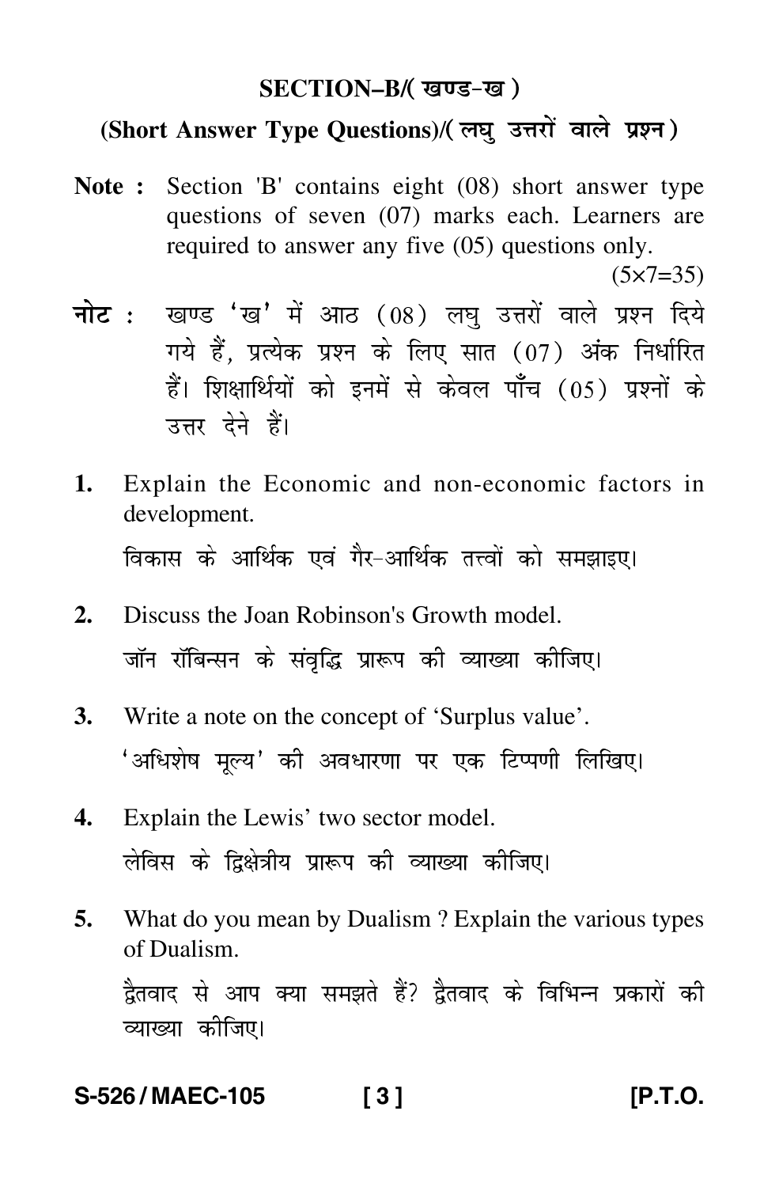## SECTION–B/( खण्ड-ख )

### (Short Answer Type Questions)/( लघु उत्तरों वाले प्रश्न )

**Note :** Section 'B' contains eight (08) short answer type questions of seven (07) marks each. Learners are required to answer any five (05) questions only.

(5×7=35)

**नोट :** खण्ड 'ख' में आठ (08) लघु उत्तरों वाले प्रश्न दिये गये हैं, प्रत्येक प्रश्न के लिए सात (07) अंक निर्धारित हैं। शिक्षार्थियों को इनमें से केवल पाँच (05) प्रश्नों के उत्तर देने हैं।

**1.** Explain the Economic and non-economic factors in development.

विकास के आर्थिक एवं गैर-आर्थिक तत्त्वों को समझाइए।

**2.** Discuss the Joan Robinson's Growth model.

जॉन रॉबिन्सन के संवृद्धि प्रारूप की व्याख्या कीजिए।

**3.** Write a note on the concept of 'Surplus value'.

'अधिशेष मूल्य' की अवधारणा पर एक टिप्पणी लिखिए।

**4.** Explain the Lewis' two sector model.

लेविस के द्विक्षेत्रीय प्रारूप की व्याख्या कीजिए।

**5.** What do you mean by Dualism ? Explain the various types of Dualism.

द्वैतवाद से आप क्या समझते हैं? द्वैतवाद के विभिन्न प्रकारों की व्याख्या कीजिए।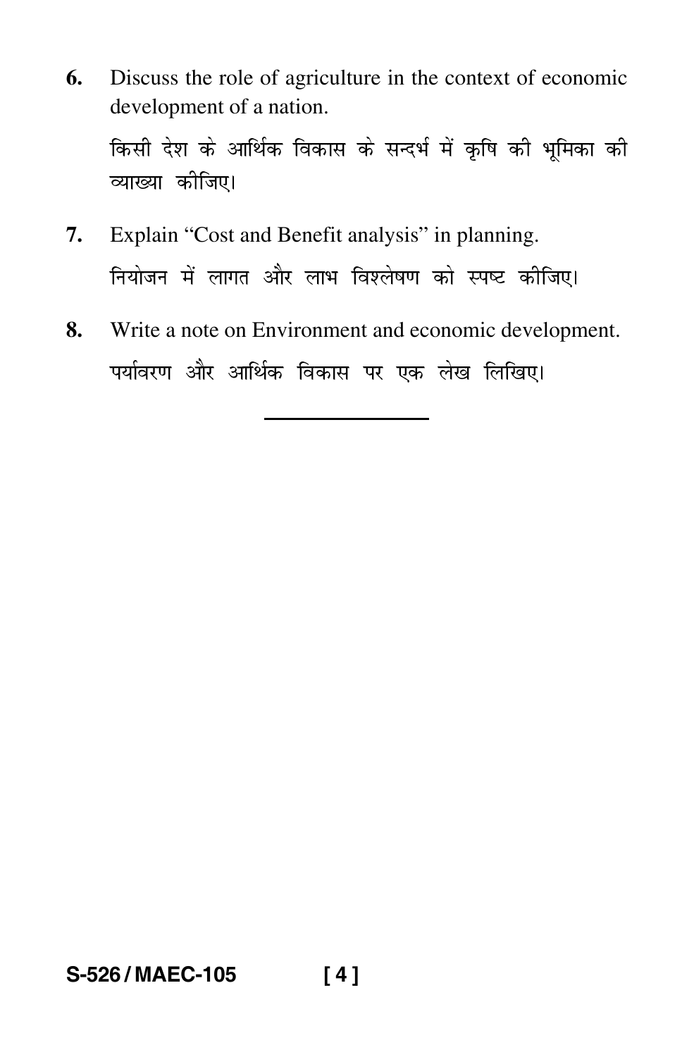**6.** Discuss the role of agriculture in the context of economic development of a nation.

किसी देश के आर्थिक विकास के सन्दर्भ में कृषि की भूमिका की व्याख्या कीजिए।

**7.** Explain "Cost and Benefit analysis" in planning.

नियोजन में लागत और लाभ विश्लेषण को स्पष्ट कीजिए।

**8.** Write a note on Environment and economic development.

पर्यावरण और आर्थिक विकास पर एक लेख लिखिए।

---

**S-526 / MAEC-105**